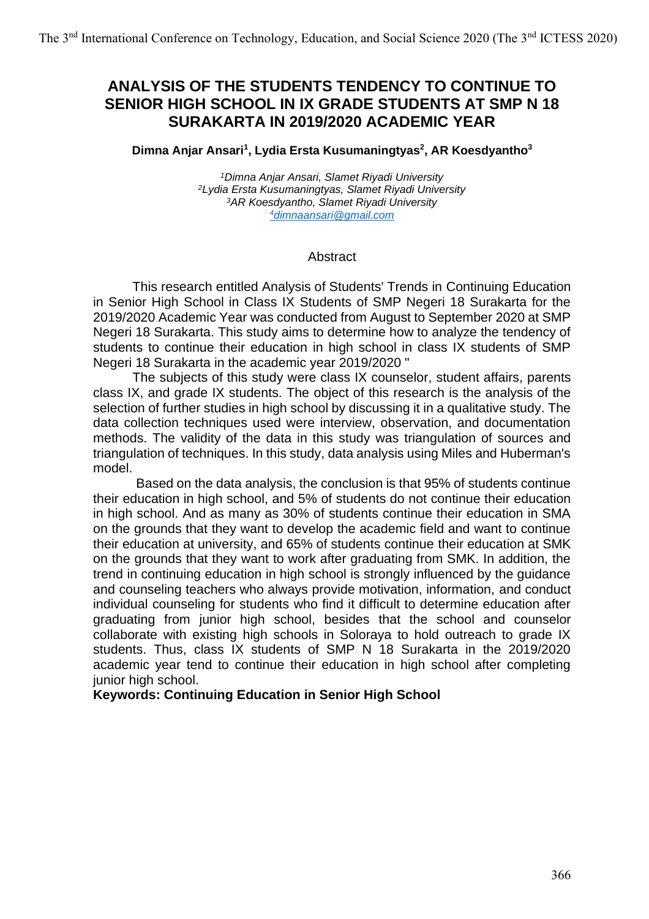# ANALYSIS OF THE STUDENTS TENDENCY TO CONTINUE TO SENIOR HIGH SCHOOL IN IX GRADE STUDENTS AT SMP N 18 SURAKARTA IN 2019/2020 ACADEMIC YEAR

**Dimna Anjar Ansari[1], Lydia Ersta Kusumaningtyas[2], AR Koesdyantho[3]**

*[1]Dimna Anjar Ansari, Slamet Riyadi University*
*[2]Lydia Ersta Kusumaningtyas, Slamet Riyadi University*
*[3]AR Koesdyantho, Slamet Riyadi University*
*[4]dimnaansari@gmail.com*

## Abstract

This research entitled Analysis of Students' Trends in Continuing Education in Senior High School in Class IX Students of SMP Negeri 18 Surakarta for the 2019/2020 Academic Year was conducted from August to September 2020 at SMP Negeri 18 Surakarta. This study aims to determine how to analyze the tendency of students to continue their education in high school in class IX students of SMP Negeri 18 Surakarta in the academic year 2019/2020 "

The subjects of this study were class IX counselor, student affairs, parents class IX, and grade IX students. The object of this research is the analysis of the selection of further studies in high school by discussing it in a qualitative study. The data collection techniques used were interview, observation, and documentation methods. The validity of the data in this study was triangulation of sources and triangulation of techniques. In this study, data analysis using Miles and Huberman's model.

Based on the data analysis, the conclusion is that 95% of students continue their education in high school, and 5% of students do not continue their education in high school. And as many as 30% of students continue their education in SMA on the grounds that they want to develop the academic field and want to continue their education at university, and 65% of students continue their education at SMK on the grounds that they want to work after graduating from SMK. In addition, the trend in continuing education in high school is strongly influenced by the guidance and counseling teachers who always provide motivation, information, and conduct individual counseling for students who find it difficult to determine education after graduating from junior high school, besides that the school and counselor collaborate with existing high schools in Soloraya to hold outreach to grade IX students. Thus, class IX students of SMP N 18 Surakarta in the 2019/2020 academic year tend to continue their education in high school after completing junior high school.

**Keywords: Continuing Education in Senior High School**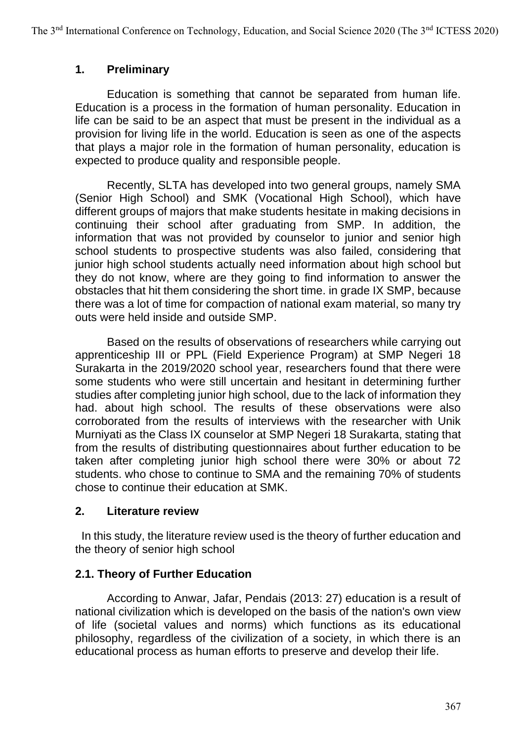## 1. Preliminary

Education is something that cannot be separated from human life. Education is a process in the formation of human personality. Education in life can be said to be an aspect that must be present in the individual as a provision for living life in the world. Education is seen as one of the aspects that plays a major role in the formation of human personality, education is expected to produce quality and responsible people.

Recently, SLTA has developed into two general groups, namely SMA (Senior High School) and SMK (Vocational High School), which have different groups of majors that make students hesitate in making decisions in continuing their school after graduating from SMP. In addition, the information that was not provided by counselor to junior and senior high school students to prospective students was also failed, considering that junior high school students actually need information about high school but they do not know, where are they going to find information to answer the obstacles that hit them considering the short time. in grade IX SMP, because there was a lot of time for compaction of national exam material, so many try outs were held inside and outside SMP.

Based on the results of observations of researchers while carrying out apprenticeship III or PPL (Field Experience Program) at SMP Negeri 18 Surakarta in the 2019/2020 school year, researchers found that there were some students who were still uncertain and hesitant in determining further studies after completing junior high school, due to the lack of information they had. about high school. The results of these observations were also corroborated from the results of interviews with the researcher with Unik Murniyati as the Class IX counselor at SMP Negeri 18 Surakarta, stating that from the results of distributing questionnaires about further education to be taken after completing junior high school there were 30% or about 72 students. who chose to continue to SMA and the remaining 70% of students chose to continue their education at SMK.

## 2. Literature review

In this study, the literature review used is the theory of further education and the theory of senior high school

### 2.1. Theory of Further Education

According to Anwar, Jafar, Pendais (2013: 27) education is a result of national civilization which is developed on the basis of the nation's own view of life (societal values and norms) which functions as its educational philosophy, regardless of the civilization of a society, in which there is an educational process as human efforts to preserve and develop their life.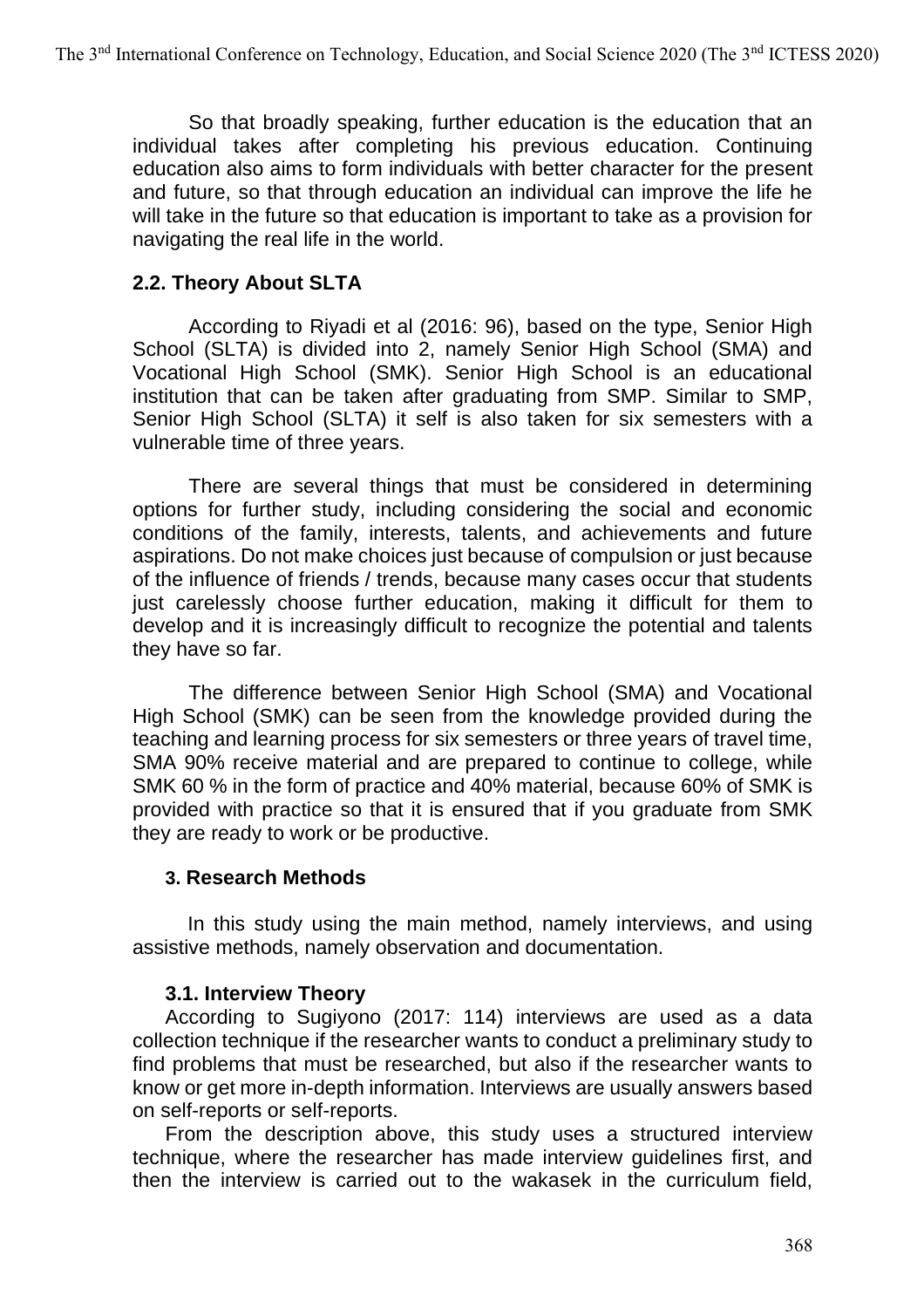So that broadly speaking, further education is the education that an individual takes after completing his previous education. Continuing education also aims to form individuals with better character for the present and future, so that through education an individual can improve the life he will take in the future so that education is important to take as a provision for navigating the real life in the world.

## 2.2. Theory About SLTA

According to Riyadi et al (2016: 96), based on the type, Senior High School (SLTA) is divided into 2, namely Senior High School (SMA) and Vocational High School (SMK). Senior High School is an educational institution that can be taken after graduating from SMP. Similar to SMP, Senior High School (SLTA) it self is also taken for six semesters with a vulnerable time of three years.

There are several things that must be considered in determining options for further study, including considering the social and economic conditions of the family, interests, talents, and achievements and future aspirations. Do not make choices just because of compulsion or just because of the influence of friends / trends, because many cases occur that students just carelessly choose further education, making it difficult for them to develop and it is increasingly difficult to recognize the potential and talents they have so far.

The difference between Senior High School (SMA) and Vocational High School (SMK) can be seen from the knowledge provided during the teaching and learning process for six semesters or three years of travel time, SMA 90% receive material and are prepared to continue to college, while SMK 60 % in the form of practice and 40% material, because 60% of SMK is provided with practice so that it is ensured that if you graduate from SMK they are ready to work or be productive.

## 3. Research Methods

In this study using the main method, namely interviews, and using assistive methods, namely observation and documentation.

### 3.1. Interview Theory

According to Sugiyono (2017: 114) interviews are used as a data collection technique if the researcher wants to conduct a preliminary study to find problems that must be researched, but also if the researcher wants to know or get more in-depth information. Interviews are usually answers based on self-reports or self-reports.

From the description above, this study uses a structured interview technique, where the researcher has made interview guidelines first, and then the interview is carried out to the wakasek in the curriculum field,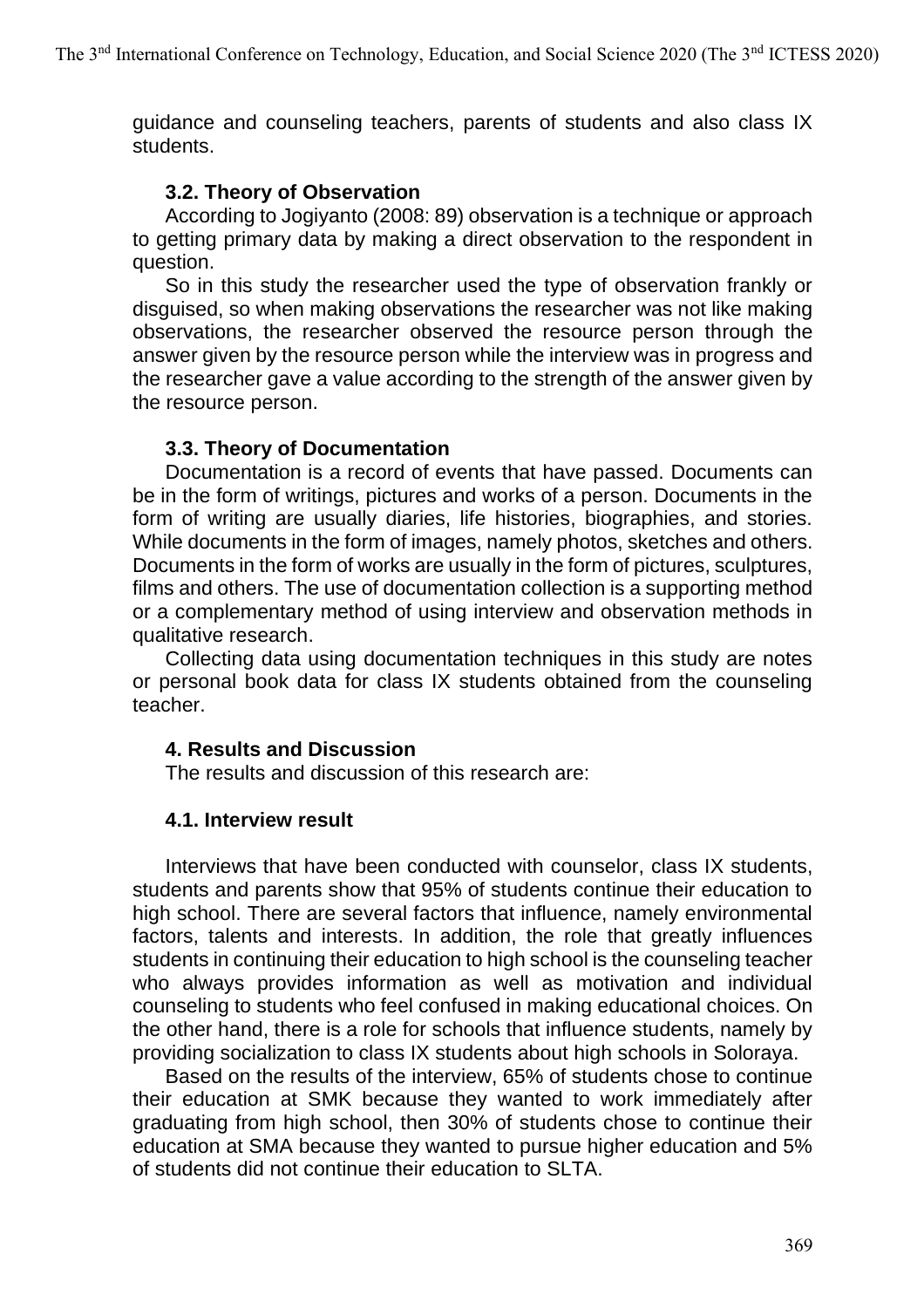guidance and counseling teachers, parents of students and also class IX students.

### 3.2. Theory of Observation

According to Jogiyanto (2008: 89) observation is a technique or approach to getting primary data by making a direct observation to the respondent in question.

So in this study the researcher used the type of observation frankly or disguised, so when making observations the researcher was not like making observations, the researcher observed the resource person through the answer given by the resource person while the interview was in progress and the researcher gave a value according to the strength of the answer given by the resource person.

### 3.3. Theory of Documentation

Documentation is a record of events that have passed. Documents can be in the form of writings, pictures and works of a person. Documents in the form of writing are usually diaries, life histories, biographies, and stories. While documents in the form of images, namely photos, sketches and others. Documents in the form of works are usually in the form of pictures, sculptures, films and others. The use of documentation collection is a supporting method or a complementary method of using interview and observation methods in qualitative research.

Collecting data using documentation techniques in this study are notes or personal book data for class IX students obtained from the counseling teacher.

## 4. Results and Discussion

The results and discussion of this research are:

### 4.1. Interview result

Interviews that have been conducted with counselor, class IX students, students and parents show that 95% of students continue their education to high school. There are several factors that influence, namely environmental factors, talents and interests. In addition, the role that greatly influences students in continuing their education to high school is the counseling teacher who always provides information as well as motivation and individual counseling to students who feel confused in making educational choices. On the other hand, there is a role for schools that influence students, namely by providing socialization to class IX students about high schools in Soloraya.

Based on the results of the interview, 65% of students chose to continue their education at SMK because they wanted to work immediately after graduating from high school, then 30% of students chose to continue their education at SMA because they wanted to pursue higher education and 5% of students did not continue their education to SLTA.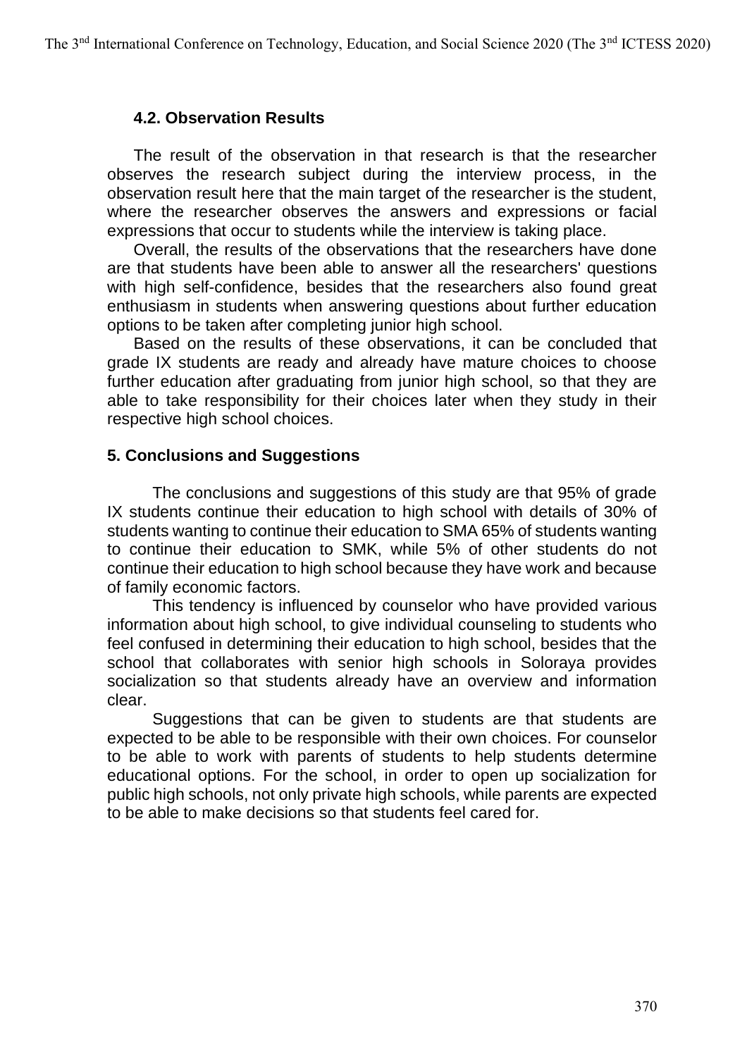### 4.2. Observation Results

The result of the observation in that research is that the researcher observes the research subject during the interview process, in the observation result here that the main target of the researcher is the student, where the researcher observes the answers and expressions or facial expressions that occur to students while the interview is taking place.

Overall, the results of the observations that the researchers have done are that students have been able to answer all the researchers' questions with high self-confidence, besides that the researchers also found great enthusiasm in students when answering questions about further education options to be taken after completing junior high school.

Based on the results of these observations, it can be concluded that grade IX students are ready and already have mature choices to choose further education after graduating from junior high school, so that they are able to take responsibility for their choices later when they study in their respective high school choices.

## 5. Conclusions and Suggestions

The conclusions and suggestions of this study are that 95% of grade IX students continue their education to high school with details of 30% of students wanting to continue their education to SMA 65% of students wanting to continue their education to SMK, while 5% of other students do not continue their education to high school because they have work and because of family economic factors.

This tendency is influenced by counselor who have provided various information about high school, to give individual counseling to students who feel confused in determining their education to high school, besides that the school that collaborates with senior high schools in Soloraya provides socialization so that students already have an overview and information clear.

Suggestions that can be given to students are that students are expected to be able to be responsible with their own choices. For counselor to be able to work with parents of students to help students determine educational options. For the school, in order to open up socialization for public high schools, not only private high schools, while parents are expected to be able to make decisions so that students feel cared for.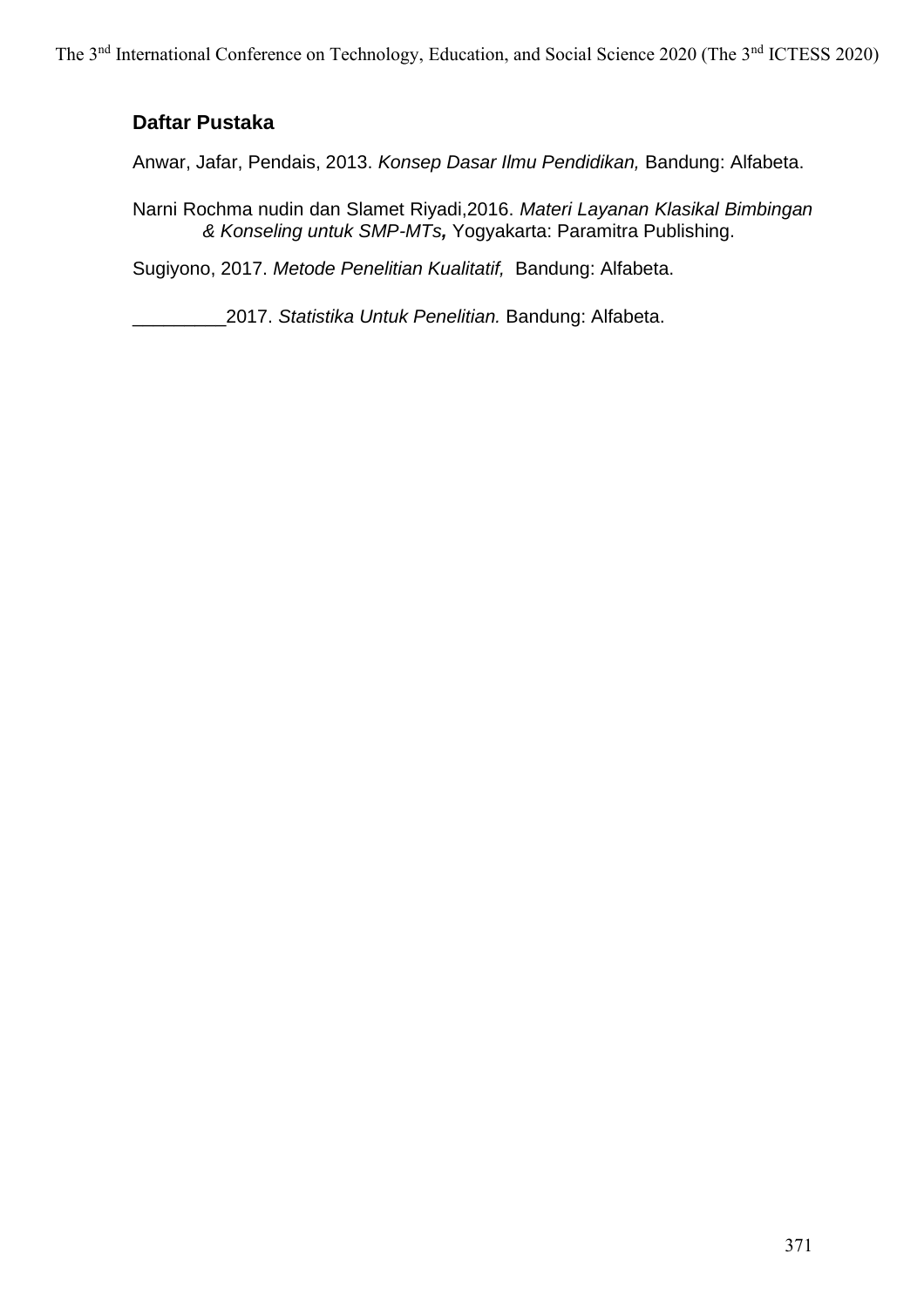## Daftar Pustaka

Anwar, Jafar, Pendais, 2013. *Konsep Dasar Ilmu Pendidikan,* Bandung: Alfabeta.

Narni Rochma nudin dan Slamet Riyadi,2016. *Materi Layanan Klasikal Bimbingan & Konseling untuk SMP-MTs***,** Yogyakarta: Paramitra Publishing.

Sugiyono, 2017. *Metode Penelitian Kualitatif,* Bandung: Alfabeta.

_________2017. *Statistika Untuk Penelitian.* Bandung: Alfabeta.